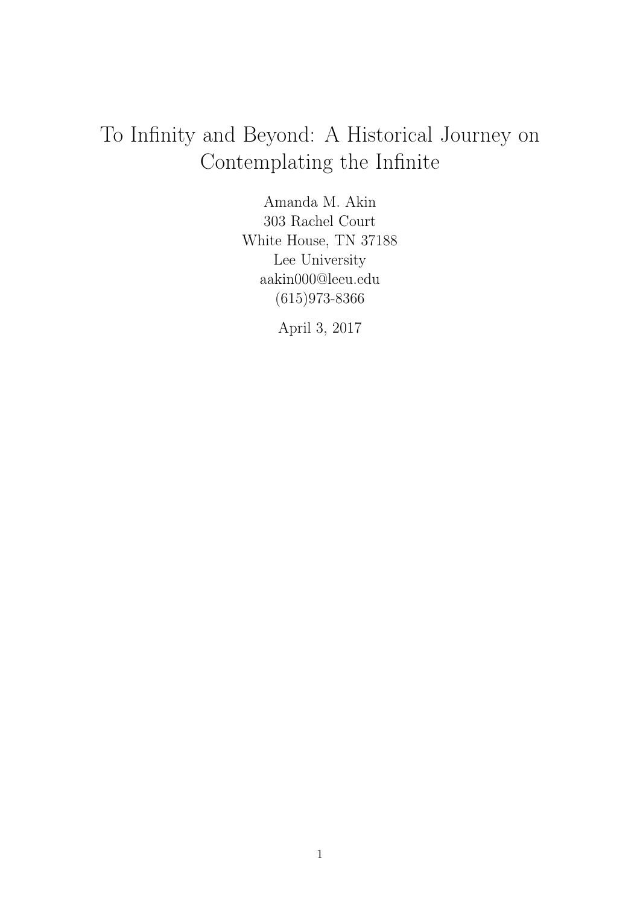# To Infinity and Beyond: A Historical Journey on Contemplating the Infinite

Amanda M. Akin
303 Rachel Court
White House, TN 37188
Lee University
aakin000@leeu.edu
(615)973-8366

April 3, 2017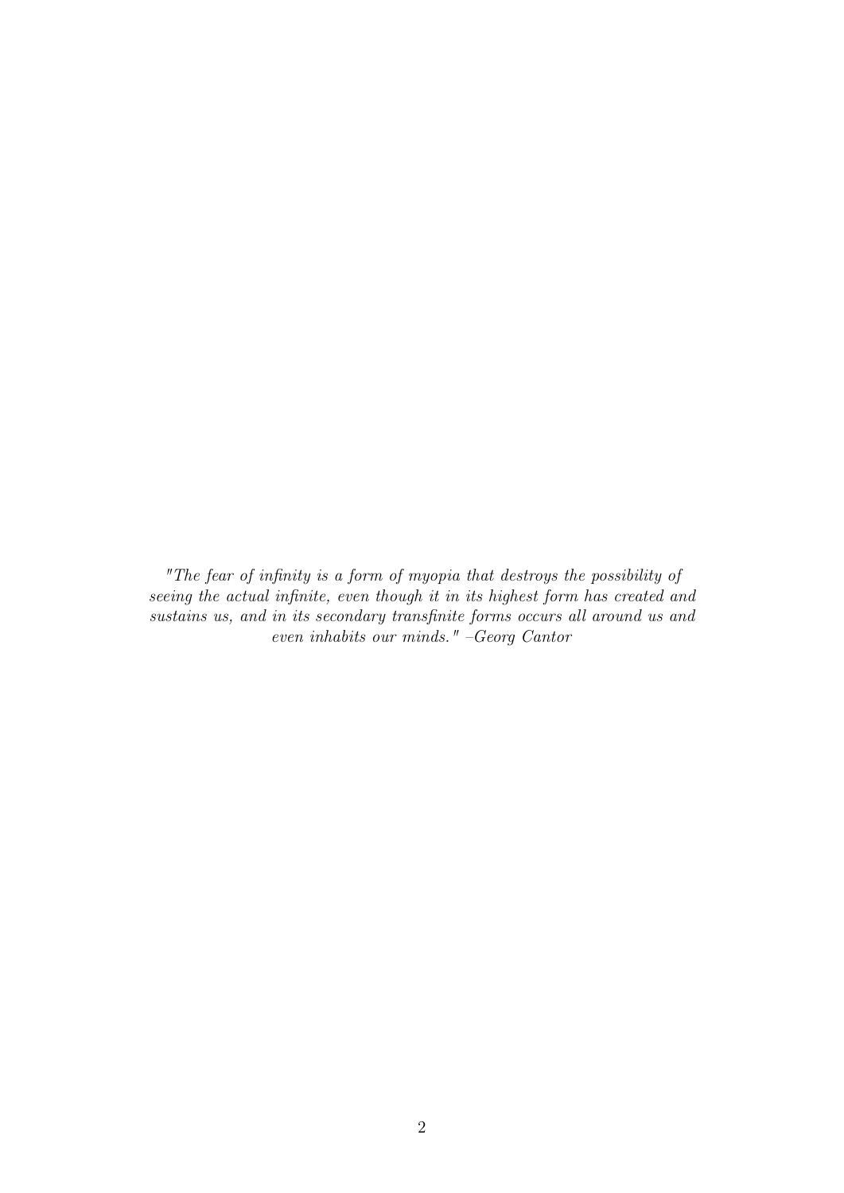*"The fear of infinity is a form of myopia that destroys the possibility of seeing the actual infinite, even though it in its highest form has created and sustains us, and in its secondary transfinite forms occurs all around us and even inhabits our minds." –Georg Cantor*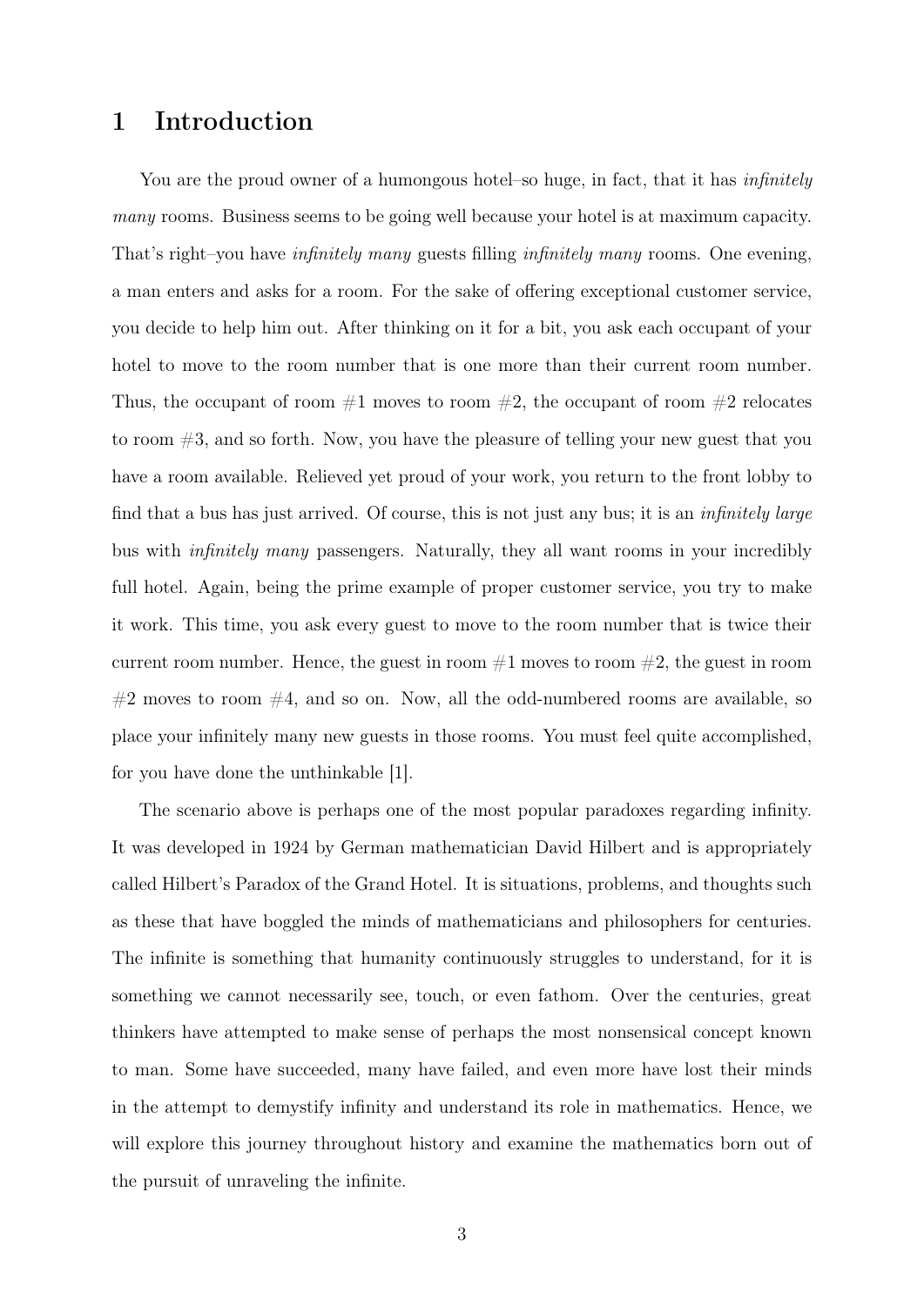# 1 Introduction

You are the proud owner of a humongous hotel–so huge, in fact, that it has *infinitely many* rooms. Business seems to be going well because your hotel is at maximum capacity. That's right–you have *infinitely many* guests filling *infinitely many* rooms. One evening, a man enters and asks for a room. For the sake of offering exceptional customer service, you decide to help him out. After thinking on it for a bit, you ask each occupant of your hotel to move to the room number that is one more than their current room number. Thus, the occupant of room #1 moves to room #2, the occupant of room #2 relocates to room #3, and so forth. Now, you have the pleasure of telling your new guest that you have a room available. Relieved yet proud of your work, you return to the front lobby to find that a bus has just arrived. Of course, this is not just any bus; it is an *infinitely large* bus with *infinitely many* passengers. Naturally, they all want rooms in your incredibly full hotel. Again, being the prime example of proper customer service, you try to make it work. This time, you ask every guest to move to the room number that is twice their current room number. Hence, the guest in room #1 moves to room #2, the guest in room #2 moves to room #4, and so on. Now, all the odd-numbered rooms are available, so place your infinitely many new guests in those rooms. You must feel quite accomplished, for you have done the unthinkable [1].

The scenario above is perhaps one of the most popular paradoxes regarding infinity. It was developed in 1924 by German mathematician David Hilbert and is appropriately called Hilbert's Paradox of the Grand Hotel. It is situations, problems, and thoughts such as these that have boggled the minds of mathematicians and philosophers for centuries. The infinite is something that humanity continuously struggles to understand, for it is something we cannot necessarily see, touch, or even fathom. Over the centuries, great thinkers have attempted to make sense of perhaps the most nonsensical concept known to man. Some have succeeded, many have failed, and even more have lost their minds in the attempt to demystify infinity and understand its role in mathematics. Hence, we will explore this journey throughout history and examine the mathematics born out of the pursuit of unraveling the infinite.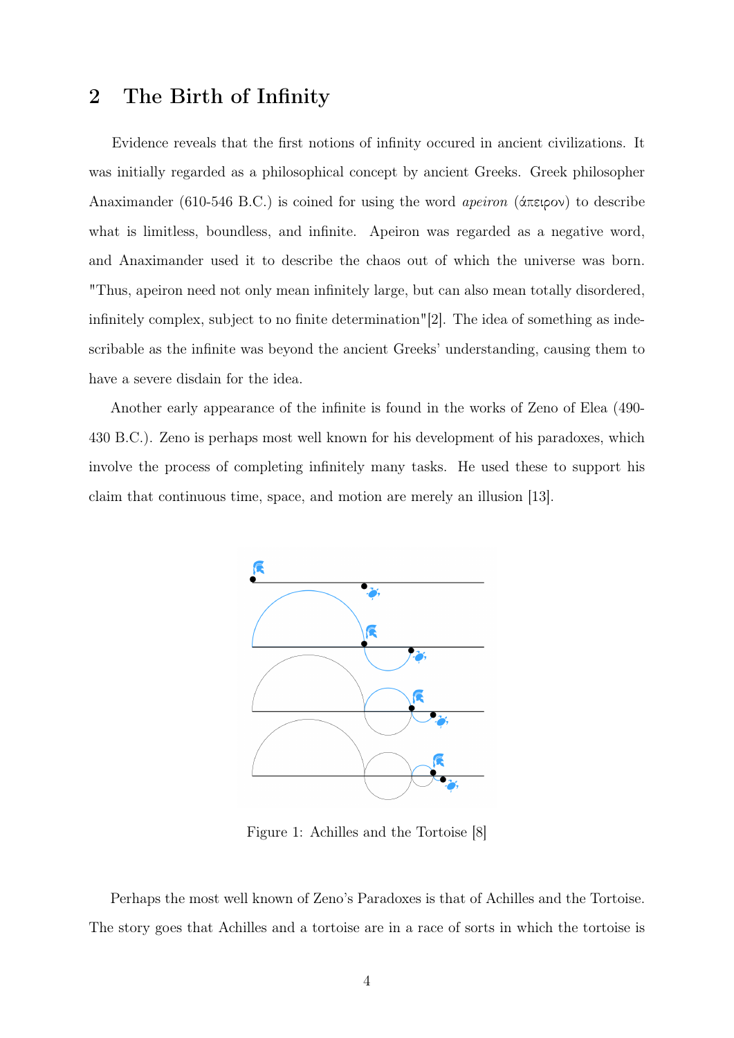## 2 The Birth of Infinity

Evidence reveals that the first notions of infinity occured in ancient civilizations. It was initially regarded as a philosophical concept by ancient Greeks. Greek philosopher Anaximander (610-546 B.C.) is coined for using the word *apeiron* (ἄπειρον) to describe what is limitless, boundless, and infinite. Apeiron was regarded as a negative word, and Anaximander used it to describe the chaos out of which the universe was born. "Thus, apeiron need not only mean infinitely large, but can also mean totally disordered, infinitely complex, subject to no finite determination"[2]. The idea of something as indescribable as the infinite was beyond the ancient Greeks' understanding, causing them to have a severe disdain for the idea.

Another early appearance of the infinite is found in the works of Zeno of Elea (490-430 B.C.). Zeno is perhaps most well known for his development of his paradoxes, which involve the process of completing infinitely many tasks. He used these to support his claim that continuous time, space, and motion are merely an illusion [13].

Figure 1: Achilles and the Tortoise [8]

Perhaps the most well known of Zeno's Paradoxes is that of Achilles and the Tortoise. The story goes that Achilles and a tortoise are in a race of sorts in which the tortoise is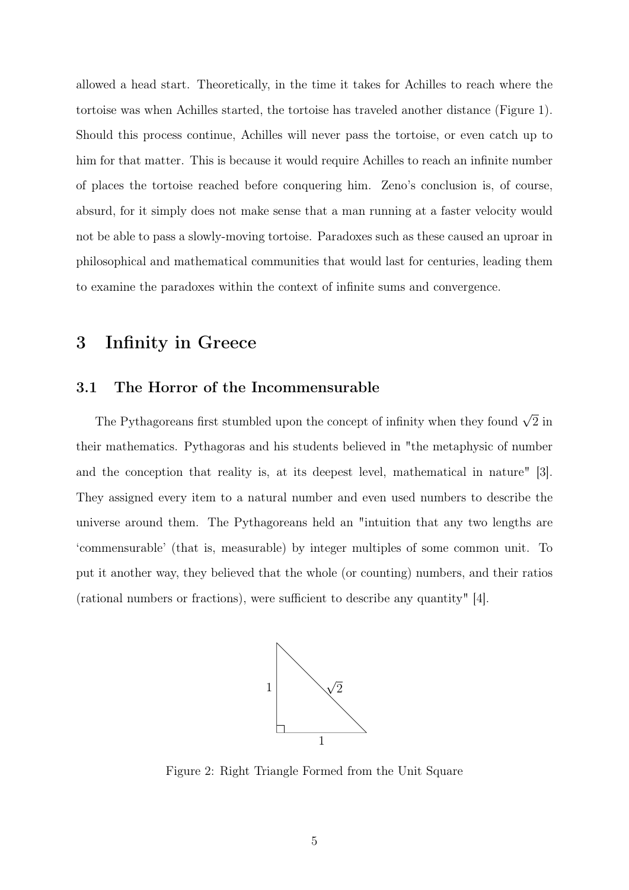allowed a head start. Theoretically, in the time it takes for Achilles to reach where the tortoise was when Achilles started, the tortoise has traveled another distance (Figure 1). Should this process continue, Achilles will never pass the tortoise, or even catch up to him for that matter. This is because it would require Achilles to reach an infinite number of places the tortoise reached before conquering him. Zeno's conclusion is, of course, absurd, for it simply does not make sense that a man running at a faster velocity would not be able to pass a slowly-moving tortoise. Paradoxes such as these caused an uproar in philosophical and mathematical communities that would last for centuries, leading them to examine the paradoxes within the context of infinite sums and convergence.

# 3 Infinity in Greece

## 3.1 The Horror of the Incommensurable

The Pythagoreans first stumbled upon the concept of infinity when they found $\sqrt{2}$ in their mathematics. Pythagoras and his students believed in "the metaphysic of number and the conception that reality is, at its deepest level, mathematical in nature" [3]. They assigned every item to a natural number and even used numbers to describe the universe around them. The Pythagoreans held an "intuition that any two lengths are 'commensurable' (that is, measurable) by integer multiples of some common unit. To put it another way, they believed that the whole (or counting) numbers, and their ratios (rational numbers or fractions), were sufficient to describe any quantity" [4].

Figure 2: Right Triangle Formed from the Unit Square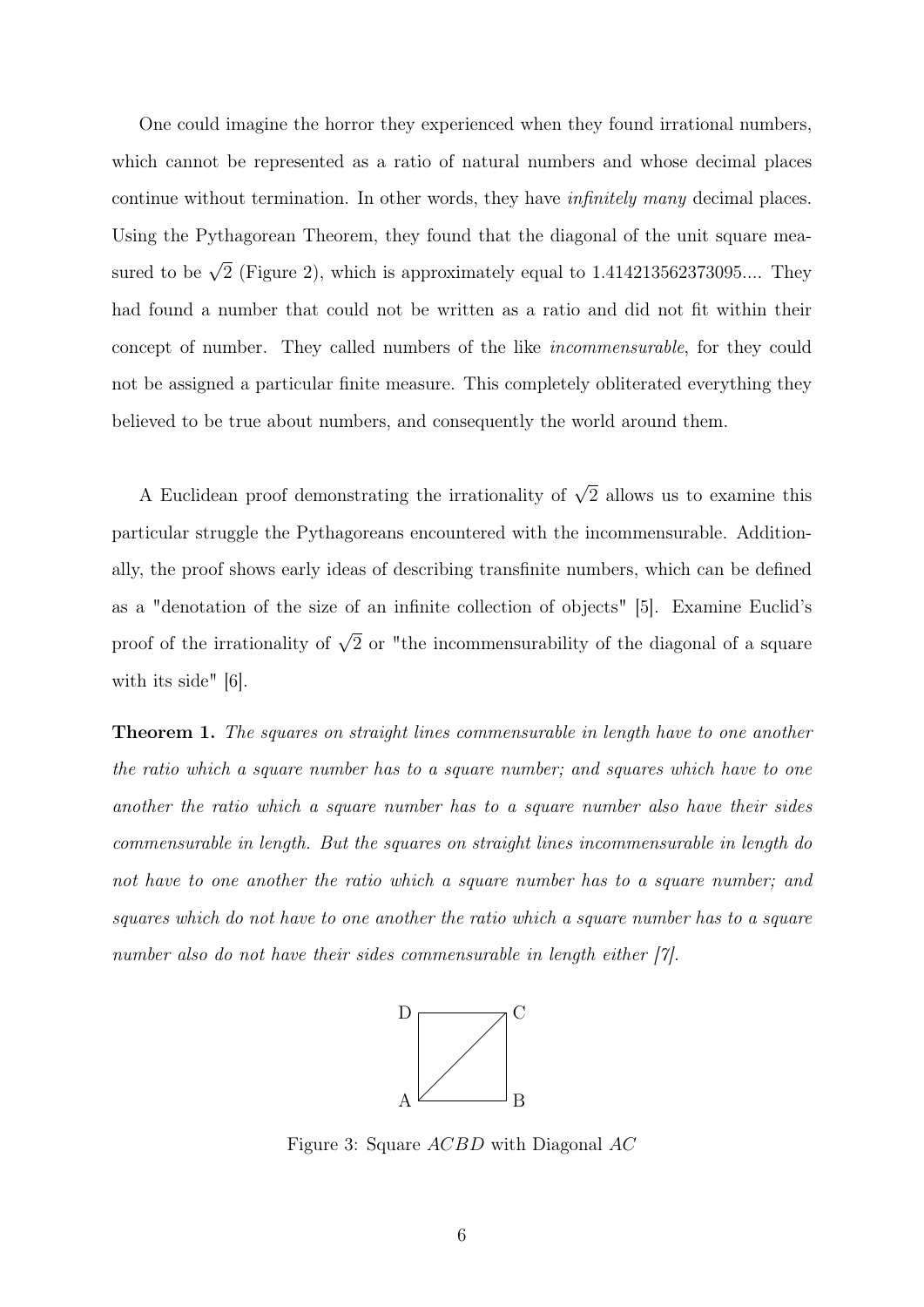One could imagine the horror they experienced when they found irrational numbers, which cannot be represented as a ratio of natural numbers and whose decimal places continue without termination. In other words, they have *infinitely many* decimal places. Using the Pythagorean Theorem, they found that the diagonal of the unit square measured to be $\sqrt{2}$ (Figure 2), which is approximately equal to 1.414213562373095.... They had found a number that could not be written as a ratio and did not fit within their concept of number. They called numbers of the like *incommensurable*, for they could not be assigned a particular finite measure. This completely obliterated everything they believed to be true about numbers, and consequently the world around them.

A Euclidean proof demonstrating the irrationality of $\sqrt{2}$ allows us to examine this particular struggle the Pythagoreans encountered with the incommensurable. Additionally, the proof shows early ideas of describing transfinite numbers, which can be defined as a "denotation of the size of an infinite collection of objects" [5]. Examine Euclid's proof of the irrationality of $\sqrt{2}$ or "the incommensurability of the diagonal of a square with its side" [6].

**Theorem 1.** *The squares on straight lines commensurable in length have to one another the ratio which a square number has to a square number; and squares which have to one another the ratio which a square number has to a square number also have their sides commensurable in length. But the squares on straight lines incommensurable in length do not have to one another the ratio which a square number has to a square number; and squares which do not have to one another the ratio which a square number has to a square number also do not have their sides commensurable in length either [7].*

Figure 3: Square $ACBD$ with Diagonal $AC$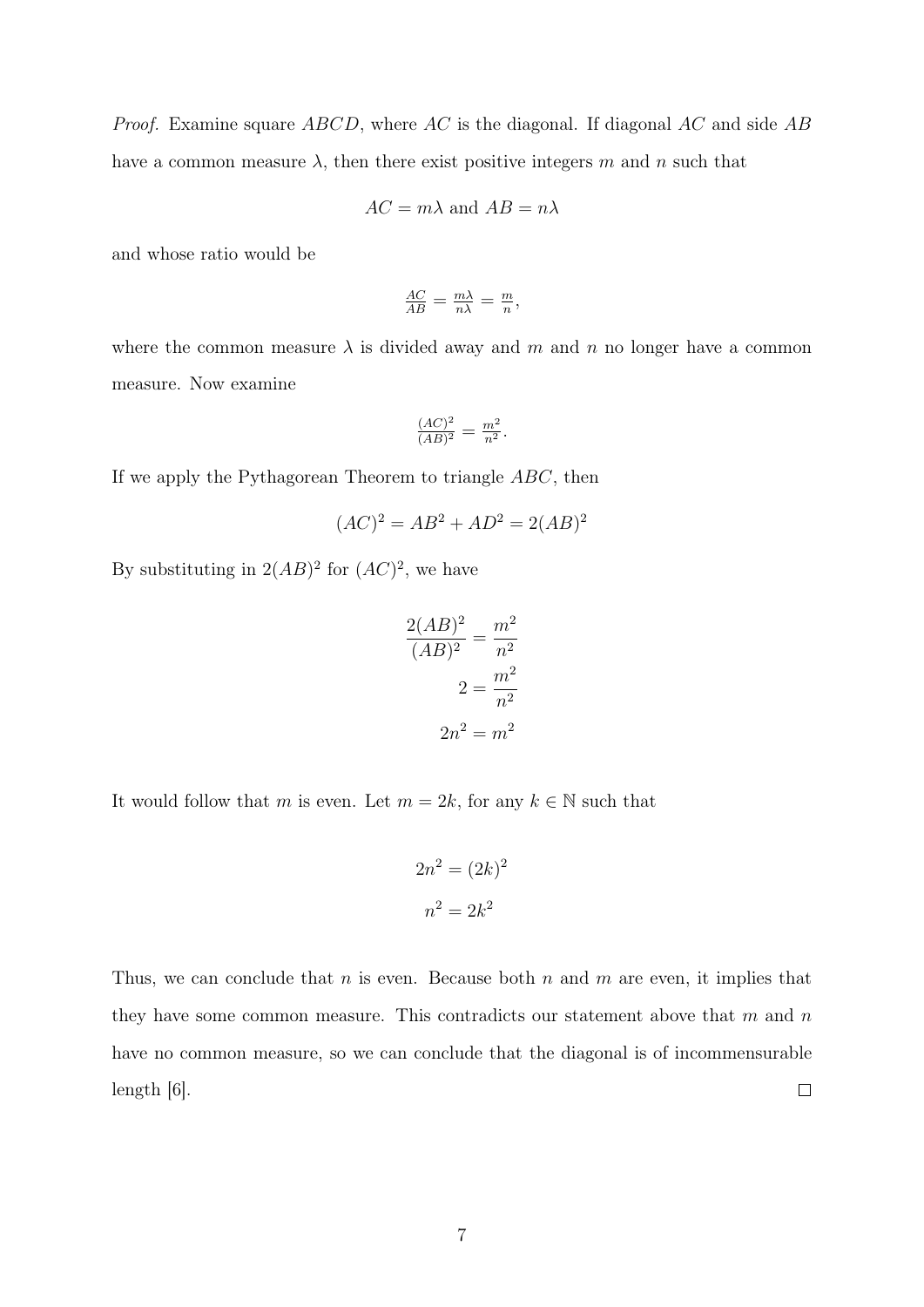*Proof.* Examine square $ABCD$, where $AC$ is the diagonal. If diagonal $AC$ and side $AB$ have a common measure $\lambda$, then there exist positive integers $m$ and $n$ such that

$$AC = m\lambda \text{ and } AB = n\lambda$$

and whose ratio would be

$$\frac{AC}{AB} = \frac{m\lambda}{n\lambda} = \frac{m}{n},$$

where the common measure $\lambda$ is divided away and $m$ and $n$ no longer have a common measure. Now examine

$$\frac{(AC)^2}{(AB)^2} = \frac{m^2}{n^2}.$$

If we apply the Pythagorean Theorem to triangle $ABC$, then

$$(AC)^2 = AB^2 + AD^2 = 2(AB)^2$$

By substituting in $2(AB)^2$ for $(AC)^2$, we have

$$\frac{2(AB)^2}{(AB)^2} = \frac{m^2}{n^2}$$
$$2 = \frac{m^2}{n^2}$$
$$2n^2 = m^2$$

It would follow that $m$ is even. Let $m = 2k$, for any $k \in \mathbb{N}$ such that

$$2n^2 = (2k)^2$$
$$n^2 = 2k^2$$

Thus, we can conclude that $n$ is even. Because both $n$ and $m$ are even, it implies that they have some common measure. This contradicts our statement above that $m$ and $n$ have no common measure, so we can conclude that the diagonal is of incommensurable length [6]. □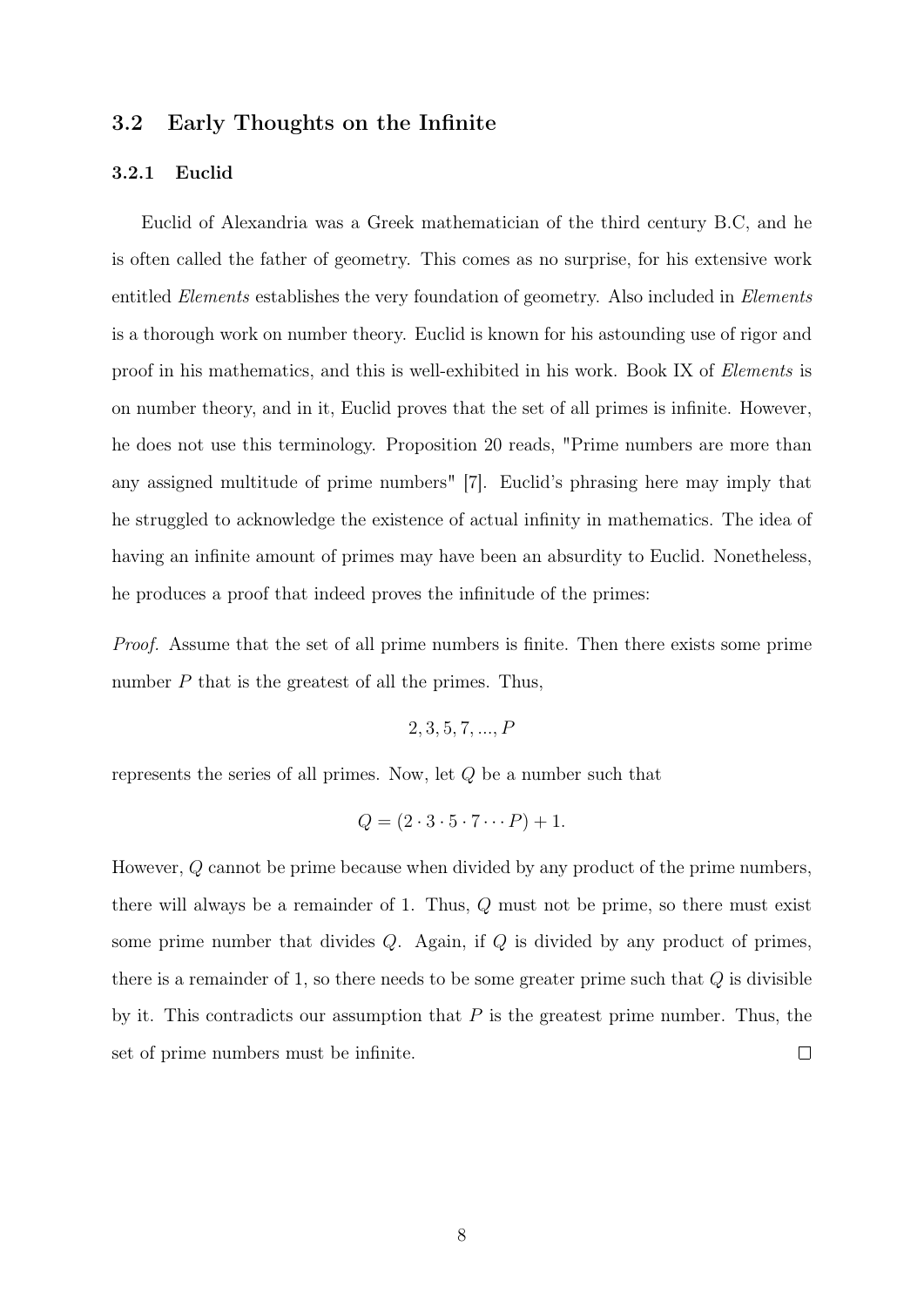## 3.2 Early Thoughts on the Infinite

### 3.2.1 Euclid

Euclid of Alexandria was a Greek mathematician of the third century B.C, and he is often called the father of geometry. This comes as no surprise, for his extensive work entitled *Elements* establishes the very foundation of geometry. Also included in *Elements* is a thorough work on number theory. Euclid is known for his astounding use of rigor and proof in his mathematics, and this is well-exhibited in his work. Book IX of *Elements* is on number theory, and in it, Euclid proves that the set of all primes is infinite. However, he does not use this terminology. Proposition 20 reads, "Prime numbers are more than any assigned multitude of prime numbers" [7]. Euclid's phrasing here may imply that he struggled to acknowledge the existence of actual infinity in mathematics. The idea of having an infinite amount of primes may have been an absurdity to Euclid. Nonetheless, he produces a proof that indeed proves the infinitude of the primes:

*Proof.* Assume that the set of all prime numbers is finite. Then there exists some prime number $P$ that is the greatest of all the primes. Thus,

$$2, 3, 5, 7, ..., P$$

represents the series of all primes. Now, let $Q$ be a number such that

$$Q = (2 \cdot 3 \cdot 5 \cdot 7 \cdots P) + 1.$$

However, $Q$ cannot be prime because when divided by any product of the prime numbers, there will always be a remainder of 1. Thus, $Q$ must not be prime, so there must exist some prime number that divides $Q$. Again, if $Q$ is divided by any product of primes, there is a remainder of 1, so there needs to be some greater prime such that $Q$ is divisible by it. This contradicts our assumption that $P$ is the greatest prime number. Thus, the set of prime numbers must be infinite. $\square$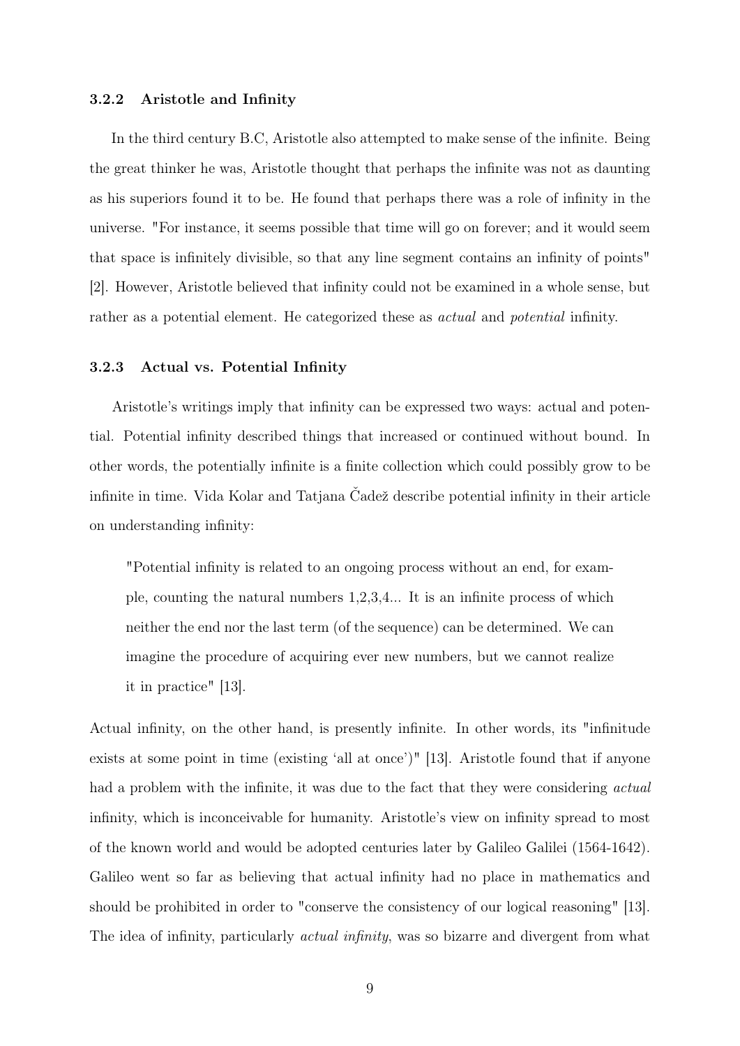### 3.2.2 Aristotle and Infinity

In the third century B.C, Aristotle also attempted to make sense of the infinite. Being the great thinker he was, Aristotle thought that perhaps the infinite was not as daunting as his superiors found it to be. He found that perhaps there was a role of infinity in the universe. "For instance, it seems possible that time will go on forever; and it would seem that space is infinitely divisible, so that any line segment contains an infinity of points" [2]. However, Aristotle believed that infinity could not be examined in a whole sense, but rather as a potential element. He categorized these as *actual* and *potential* infinity.

### 3.2.3 Actual vs. Potential Infinity

Aristotle's writings imply that infinity can be expressed two ways: actual and potential. Potential infinity described things that increased or continued without bound. In other words, the potentially infinite is a finite collection which could possibly grow to be infinite in time. Vida Kolar and Tatjana Čadež describe potential infinity in their article on understanding infinity:

> "Potential infinity is related to an ongoing process without an end, for example, counting the natural numbers 1,2,3,4... It is an infinite process of which neither the end nor the last term (of the sequence) can be determined. We can imagine the procedure of acquiring ever new numbers, but we cannot realize it in practice" [13].

Actual infinity, on the other hand, is presently infinite. In other words, its "infinitude exists at some point in time (existing 'all at once')" [13]. Aristotle found that if anyone had a problem with the infinite, it was due to the fact that they were considering *actual* infinity, which is inconceivable for humanity. Aristotle's view on infinity spread to most of the known world and would be adopted centuries later by Galileo Galilei (1564-1642). Galileo went so far as believing that actual infinity had no place in mathematics and should be prohibited in order to "conserve the consistency of our logical reasoning" [13]. The idea of infinity, particularly *actual infinity*, was so bizarre and divergent from what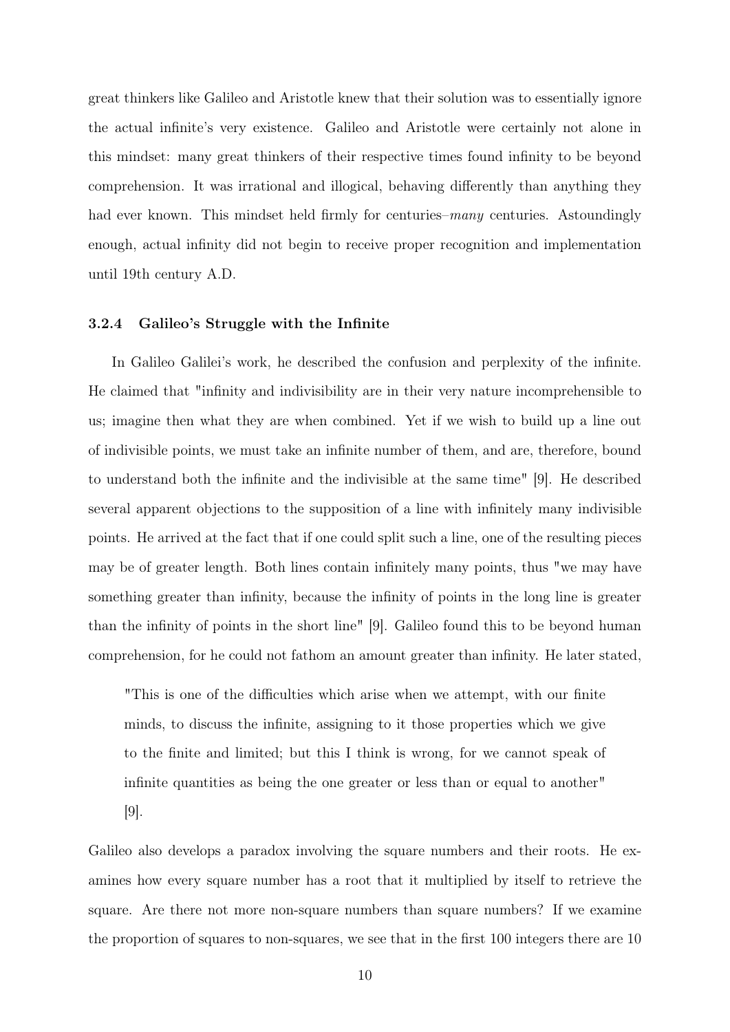great thinkers like Galileo and Aristotle knew that their solution was to essentially ignore the actual infinite's very existence. Galileo and Aristotle were certainly not alone in this mindset: many great thinkers of their respective times found infinity to be beyond comprehension. It was irrational and illogical, behaving differently than anything they had ever known. This mindset held firmly for centuries–*many* centuries. Astoundingly enough, actual infinity did not begin to receive proper recognition and implementation until 19th century A.D.

### 3.2.4 Galileo's Struggle with the Infinite

In Galileo Galilei's work, he described the confusion and perplexity of the infinite. He claimed that "infinity and indivisibility are in their very nature incomprehensible to us; imagine then what they are when combined. Yet if we wish to build up a line out of indivisible points, we must take an infinite number of them, and are, therefore, bound to understand both the infinite and the indivisible at the same time" [9]. He described several apparent objections to the supposition of a line with infinitely many indivisible points. He arrived at the fact that if one could split such a line, one of the resulting pieces may be of greater length. Both lines contain infinitely many points, thus "we may have something greater than infinity, because the infinity of points in the long line is greater than the infinity of points in the short line" [9]. Galileo found this to be beyond human comprehension, for he could not fathom an amount greater than infinity. He later stated,

> "This is one of the difficulties which arise when we attempt, with our finite minds, to discuss the infinite, assigning to it those properties which we give to the finite and limited; but this I think is wrong, for we cannot speak of infinite quantities as being the one greater or less than or equal to another" [9].

Galileo also develops a paradox involving the square numbers and their roots. He examines how every square number has a root that it multiplied by itself to retrieve the square. Are there not more non-square numbers than square numbers? If we examine the proportion of squares to non-squares, we see that in the first 100 integers there are 10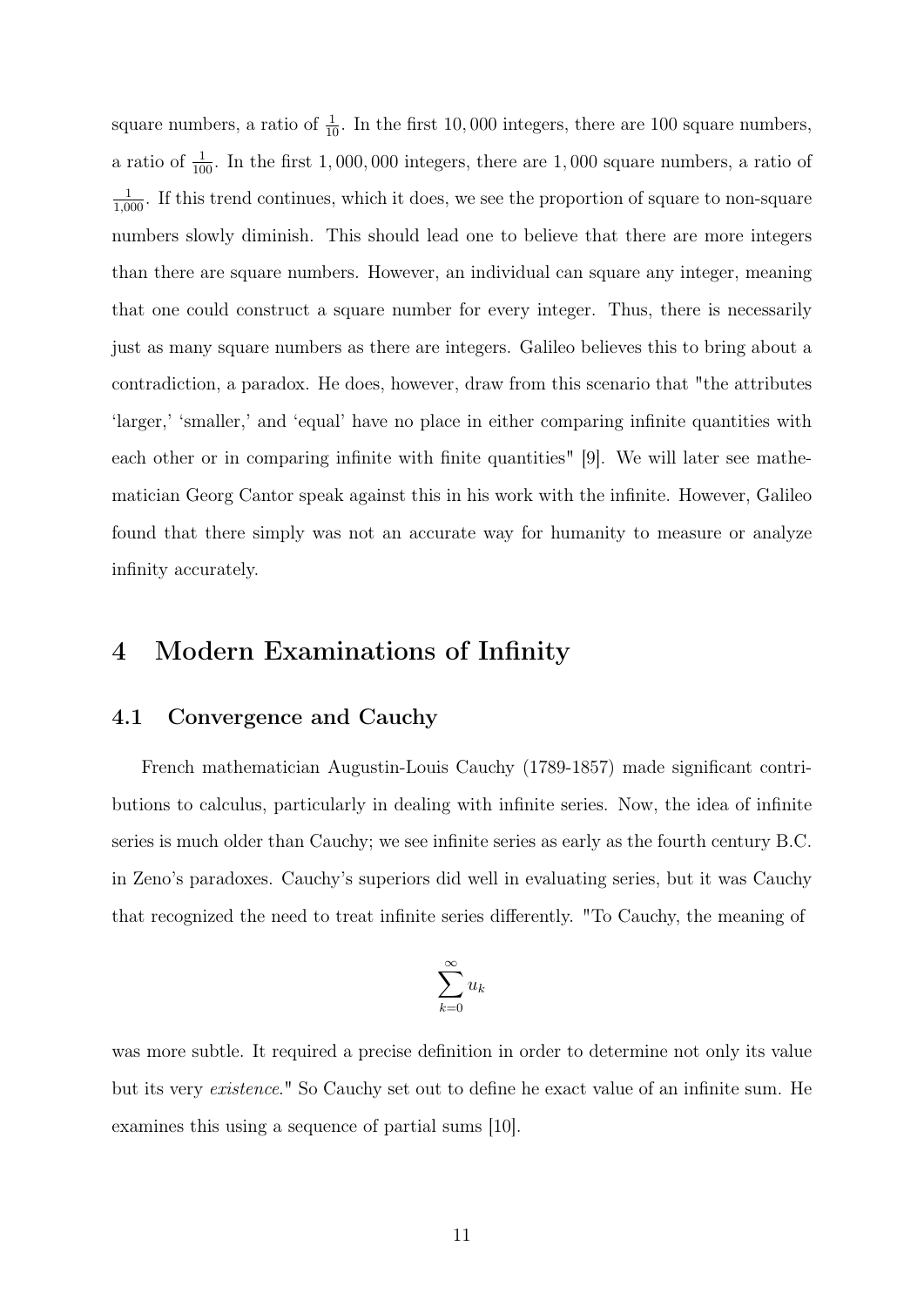square numbers, a ratio of $\frac{1}{10}$. In the first $10,000$ integers, there are 100 square numbers, a ratio of $\frac{1}{100}$. In the first $1,000,000$ integers, there are $1,000$ square numbers, a ratio of $\frac{1}{1,000}$. If this trend continues, which it does, we see the proportion of square to non-square numbers slowly diminish. This should lead one to believe that there are more integers than there are square numbers. However, an individual can square any integer, meaning that one could construct a square number for every integer. Thus, there is necessarily just as many square numbers as there are integers. Galileo believes this to bring about a contradiction, a paradox. He does, however, draw from this scenario that "the attributes 'larger,' 'smaller,' and 'equal' have no place in either comparing infinite quantities with each other or in comparing infinite with finite quantities" [9]. We will later see mathematician Georg Cantor speak against this in his work with the infinite. However, Galileo found that there simply was not an accurate way for humanity to measure or analyze infinity accurately.

# 4 Modern Examinations of Infinity

## 4.1 Convergence and Cauchy

French mathematician Augustin-Louis Cauchy (1789-1857) made significant contributions to calculus, particularly in dealing with infinite series. Now, the idea of infinite series is much older than Cauchy; we see infinite series as early as the fourth century B.C. in Zeno's paradoxes. Cauchy's superiors did well in evaluating series, but it was Cauchy that recognized the need to treat infinite series differently. "To Cauchy, the meaning of

$$\sum_{k=0}^{\infty} u_k$$

was more subtle. It required a precise definition in order to determine not only its value but its very *existence*." So Cauchy set out to define he exact value of an infinite sum. He examines this using a sequence of partial sums [10].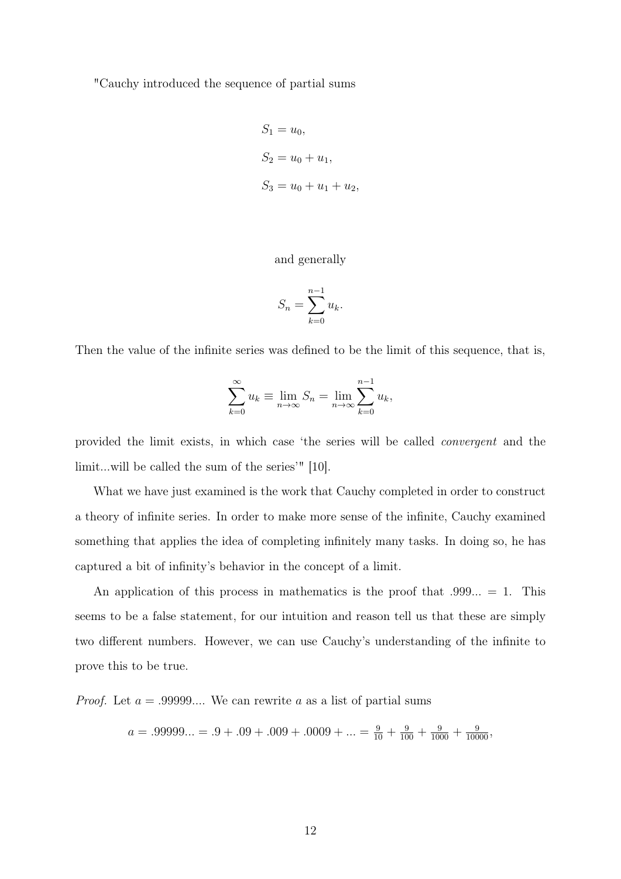"Cauchy introduced the sequence of partial sums

$$S_1 = u_0,$$

$$S_2 = u_0 + u_1,$$

$$S_3 = u_0 + u_1 + u_2,$$

and generally

$$S_n = \sum_{k=0}^{n-1} u_k.$$

Then the value of the infinite series was defined to be the limit of this sequence, that is,

$$\sum_{k=0}^{\infty} u_k \equiv \lim_{n\to\infty} S_n = \lim_{n\to\infty} \sum_{k=0}^{n-1} u_k,$$

provided the limit exists, in which case 'the series will be called *convergent* and the limit...will be called the sum of the series'" [10].

What we have just examined is the work that Cauchy completed in order to construct a theory of infinite series. In order to make more sense of the infinite, Cauchy examined something that applies the idea of completing infinitely many tasks. In doing so, he has captured a bit of infinity's behavior in the concept of a limit.

An application of this process in mathematics is the proof that .999... = 1. This seems to be a false statement, for our intuition and reason tell us that these are simply two different numbers. However, we can use Cauchy's understanding of the infinite to prove this to be true.

*Proof.* Let $a = .99999....$ We can rewrite $a$ as a list of partial sums

$$a = .99999... = .9 + .09 + .009 + .0009 + ... = \tfrac{9}{10} + \tfrac{9}{100} + \tfrac{9}{1000} + \tfrac{9}{10000},$$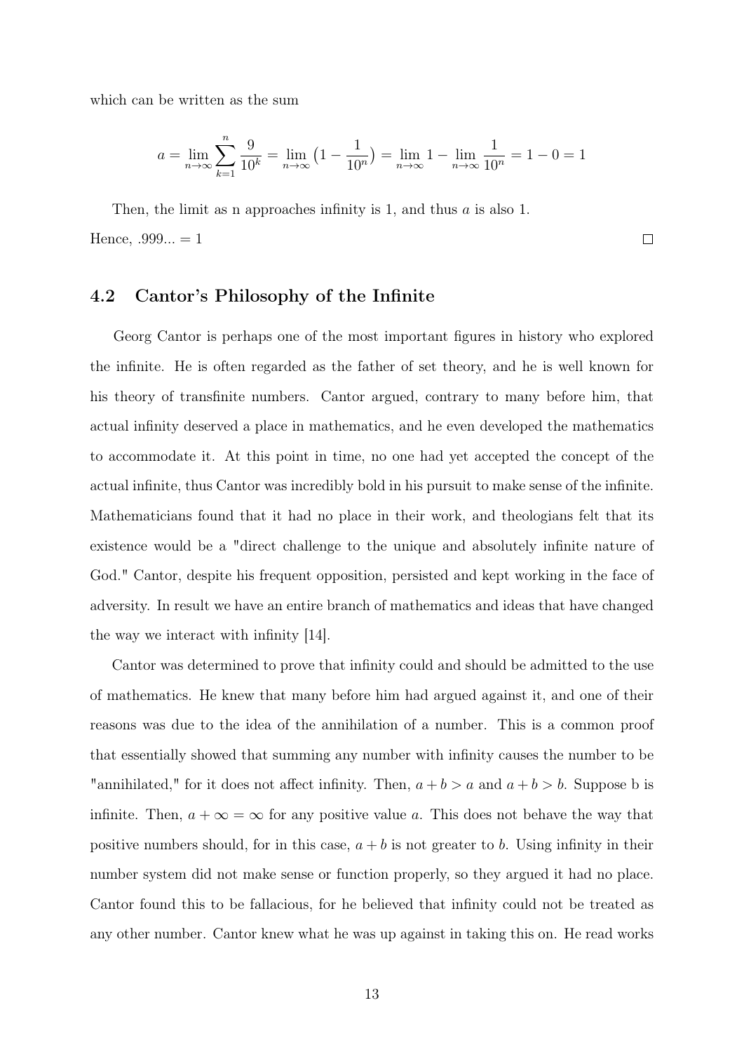which can be written as the sum

$$a = \lim_{n\to\infty} \sum_{k=1}^{n} \frac{9}{10^k} = \lim_{n\to\infty} \left(1 - \frac{1}{10^n}\right) = \lim_{n\to\infty} 1 - \lim_{n\to\infty} \frac{1}{10^n} = 1 - 0 = 1$$

Then, the limit as n approaches infinity is 1, and thus $a$ is also 1.

Hence, .999... = 1 $\square$

## 4.2 Cantor's Philosophy of the Infinite

Georg Cantor is perhaps one of the most important figures in history who explored the infinite. He is often regarded as the father of set theory, and he is well known for his theory of transfinite numbers. Cantor argued, contrary to many before him, that actual infinity deserved a place in mathematics, and he even developed the mathematics to accommodate it. At this point in time, no one had yet accepted the concept of the actual infinite, thus Cantor was incredibly bold in his pursuit to make sense of the infinite. Mathematicians found that it had no place in their work, and theologians felt that its existence would be a "direct challenge to the unique and absolutely infinite nature of God." Cantor, despite his frequent opposition, persisted and kept working in the face of adversity. In result we have an entire branch of mathematics and ideas that have changed the way we interact with infinity [14].

Cantor was determined to prove that infinity could and should be admitted to the use of mathematics. He knew that many before him had argued against it, and one of their reasons was due to the idea of the annihilation of a number. This is a common proof that essentially showed that summing any number with infinity causes the number to be "annihilated," for it does not affect infinity. Then, $a + b > a$ and $a + b > b$. Suppose b is infinite. Then, $a + \infty = \infty$ for any positive value $a$. This does not behave the way that positive numbers should, for in this case, $a + b$ is not greater to $b$. Using infinity in their number system did not make sense or function properly, so they argued it had no place. Cantor found this to be fallacious, for he believed that infinity could not be treated as any other number. Cantor knew what he was up against in taking this on. He read works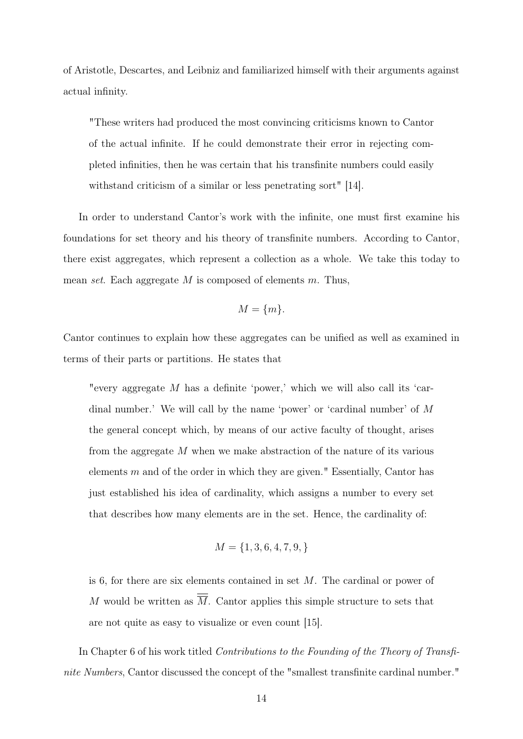of Aristotle, Descartes, and Leibniz and familiarized himself with their arguments against actual infinity.

> "These writers had produced the most convincing criticisms known to Cantor of the actual infinite. If he could demonstrate their error in rejecting completed infinities, then he was certain that his transfinite numbers could easily withstand criticism of a similar or less penetrating sort" [14].

In order to understand Cantor's work with the infinite, one must first examine his foundations for set theory and his theory of transfinite numbers. According to Cantor, there exist aggregates, which represent a collection as a whole. We take this today to mean *set*. Each aggregate $M$ is composed of elements $m$. Thus,

$$M = \{m\}.$$

Cantor continues to explain how these aggregates can be unified as well as examined in terms of their parts or partitions. He states that

> "every aggregate $M$ has a definite 'power,' which we will also call its 'cardinal number.' We will call by the name 'power' or 'cardinal number' of $M$ the general concept which, by means of our active faculty of thought, arises from the aggregate $M$ when we make abstraction of the nature of its various elements $m$ and of the order in which they are given." Essentially, Cantor has just established his idea of cardinality, which assigns a number to every set that describes how many elements are in the set. Hence, the cardinality of:
>
> $$M = \{1, 3, 6, 4, 7, 9, \}$$
>
> is 6, for there are six elements contained in set $M$. The cardinal or power of $M$ would be written as $\overline{\overline{M}}$. Cantor applies this simple structure to sets that are not quite as easy to visualize or even count [15].

In Chapter 6 of his work titled *Contributions to the Founding of the Theory of Transfinite Numbers*, Cantor discussed the concept of the "smallest transfinite cardinal number."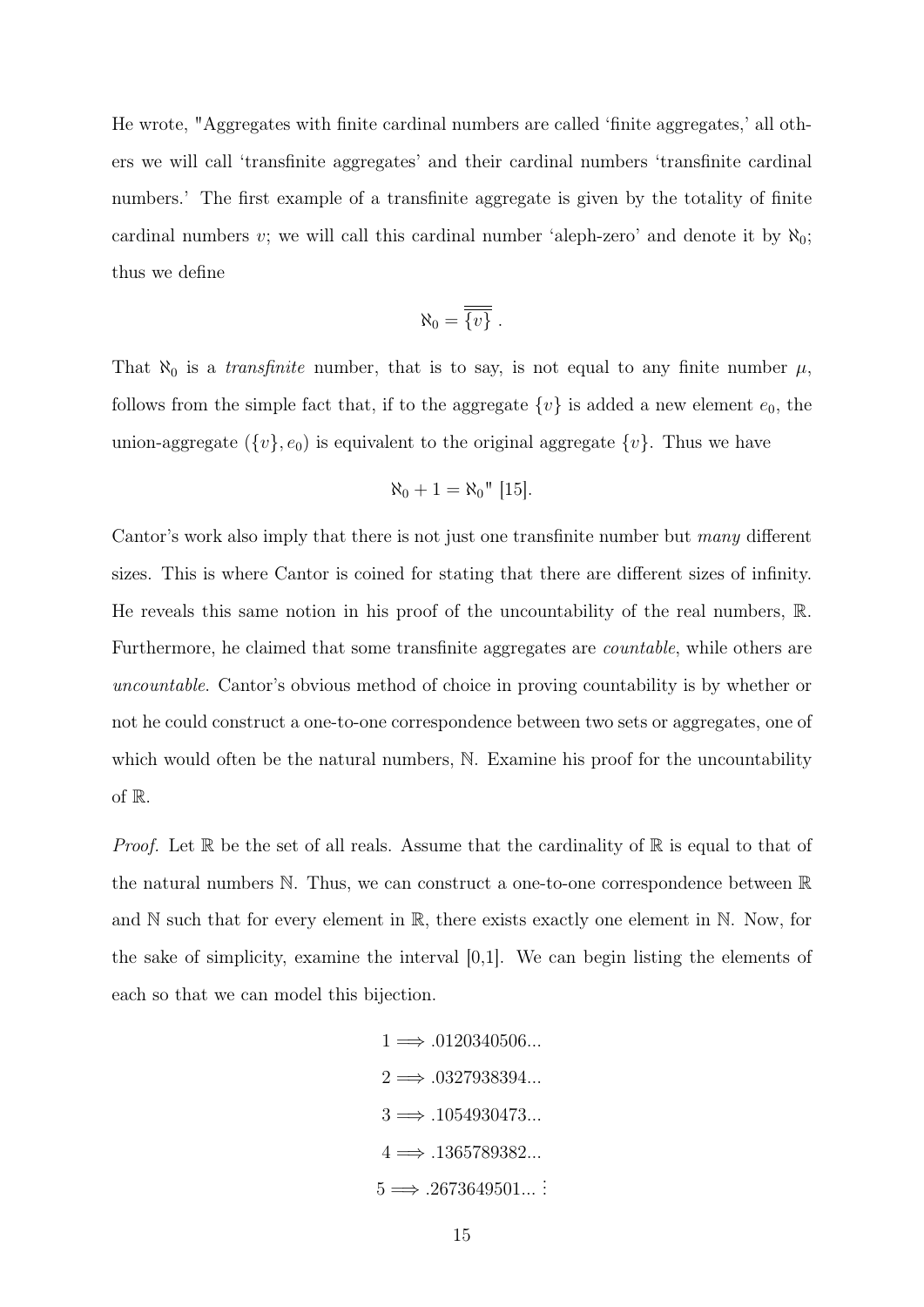He wrote, "Aggregates with finite cardinal numbers are called 'finite aggregates,' all others we will call 'transfinite aggregates' and their cardinal numbers 'transfinite cardinal numbers.' The first example of a transfinite aggregate is given by the totality of finite cardinal numbers $v$; we will call this cardinal number 'aleph-zero' and denote it by $\aleph_0$; thus we define

$$\aleph_0 = \overline{\overline{\{v\}}} \; .$$

That $\aleph_0$ is a *transfinite* number, that is to say, is not equal to any finite number $\mu$, follows from the simple fact that, if to the aggregate $\{v\}$ is added a new element $e_0$, the union-aggregate $(\{v\}, e_0)$ is equivalent to the original aggregate $\{v\}$. Thus we have

$$\aleph_0 + 1 = \aleph_0\text{" [15].}$$

Cantor's work also imply that there is not just one transfinite number but *many* different sizes. This is where Cantor is coined for stating that there are different sizes of infinity. He reveals this same notion in his proof of the uncountability of the real numbers, $\mathbb{R}$. Furthermore, he claimed that some transfinite aggregates are *countable*, while others are *uncountable*. Cantor's obvious method of choice in proving countability is by whether or not he could construct a one-to-one correspondence between two sets or aggregates, one of which would often be the natural numbers, $\mathbb{N}$. Examine his proof for the uncountability of $\mathbb{R}$.

*Proof.* Let $\mathbb{R}$ be the set of all reals. Assume that the cardinality of $\mathbb{R}$ is equal to that of the natural numbers $\mathbb{N}$. Thus, we can construct a one-to-one correspondence between $\mathbb{R}$ and $\mathbb{N}$ such that for every element in $\mathbb{R}$, there exists exactly one element in $\mathbb{N}$. Now, for the sake of simplicity, examine the interval [0,1]. We can begin listing the elements of each so that we can model this bijection.

$$1 \Longrightarrow .0120340506...$$

$$2 \Longrightarrow .0327938394...$$

$$3 \Longrightarrow .1054930473...$$

$$4 \Longrightarrow .1365789382...$$

$$5 \Longrightarrow .2673649501... \vdots$$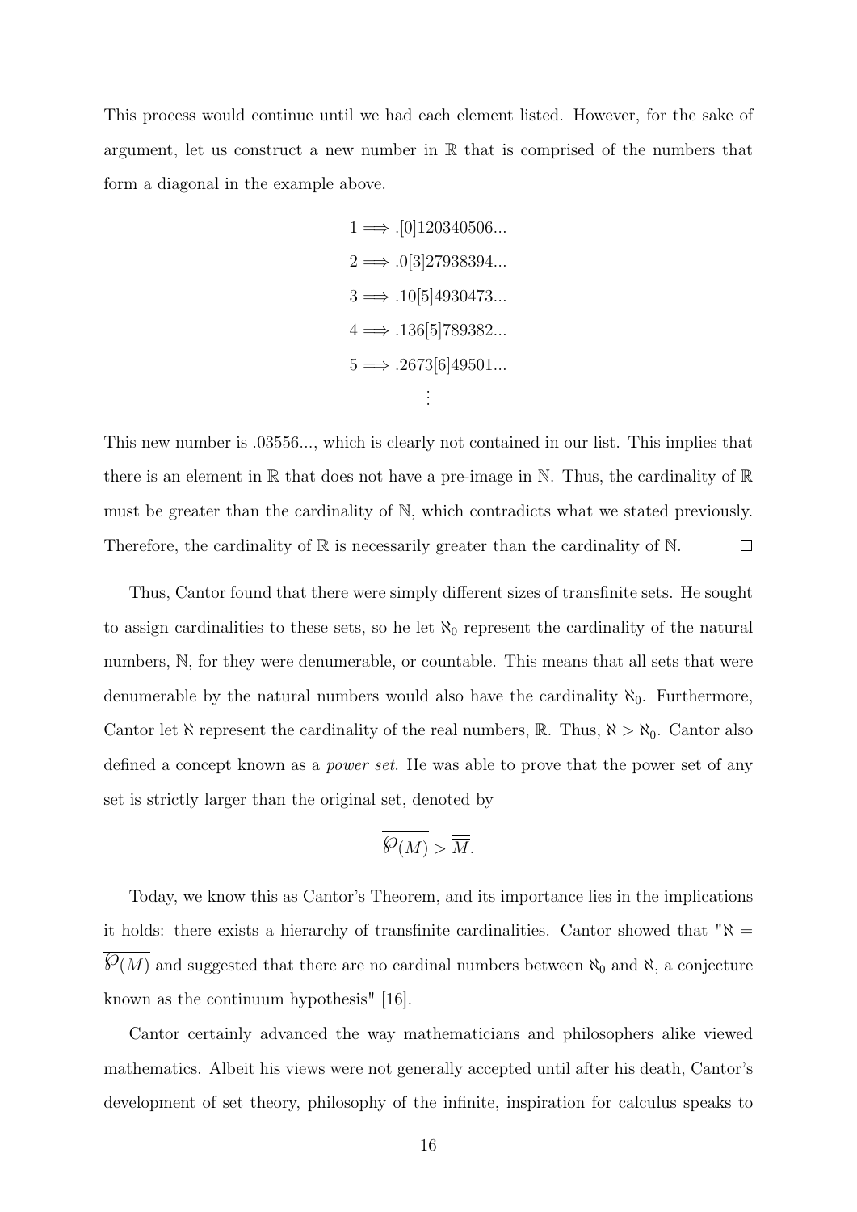This process would continue until we had each element listed. However, for the sake of argument, let us construct a new number in $\mathbb{R}$ that is comprised of the numbers that form a diagonal in the example above.

$$
\begin{gathered}
1 \Longrightarrow .[0]120340506... \\
2 \Longrightarrow .0[3]27938394... \\
3 \Longrightarrow .10[5]4930473... \\
4 \Longrightarrow .136[5]789382... \\
5 \Longrightarrow .2673[6]49501... \\
\vdots
\end{gathered}
$$

This new number is .03556..., which is clearly not contained in our list. This implies that there is an element in $\mathbb{R}$ that does not have a pre-image in $\mathbb{N}$. Thus, the cardinality of $\mathbb{R}$ must be greater than the cardinality of $\mathbb{N}$, which contradicts what we stated previously. Therefore, the cardinality of $\mathbb{R}$ is necessarily greater than the cardinality of $\mathbb{N}$. $\square$

Thus, Cantor found that there were simply different sizes of transfinite sets. He sought to assign cardinalities to these sets, so he let $\aleph_0$ represent the cardinality of the natural numbers, $\mathbb{N}$, for they were denumerable, or countable. This means that all sets that were denumerable by the natural numbers would also have the cardinality $\aleph_0$. Furthermore, Cantor let $\aleph$ represent the cardinality of the real numbers, $\mathbb{R}$. Thus, $\aleph > \aleph_0$. Cantor also defined a concept known as a *power set*. He was able to prove that the power set of any set is strictly larger than the original set, denoted by

$$\overline{\overline{\wp(M)}} > \overline{\overline{M}}.$$

Today, we know this as Cantor's Theorem, and its importance lies in the implications it holds: there exists a hierarchy of transfinite cardinalities. Cantor showed that "$\aleph = \overline{\overline{\wp(M)}}$ and suggested that there are no cardinal numbers between $\aleph_0$ and $\aleph$, a conjecture known as the continuum hypothesis" [16].

Cantor certainly advanced the way mathematicians and philosophers alike viewed mathematics. Albeit his views were not generally accepted until after his death, Cantor's development of set theory, philosophy of the infinite, inspiration for calculus speaks to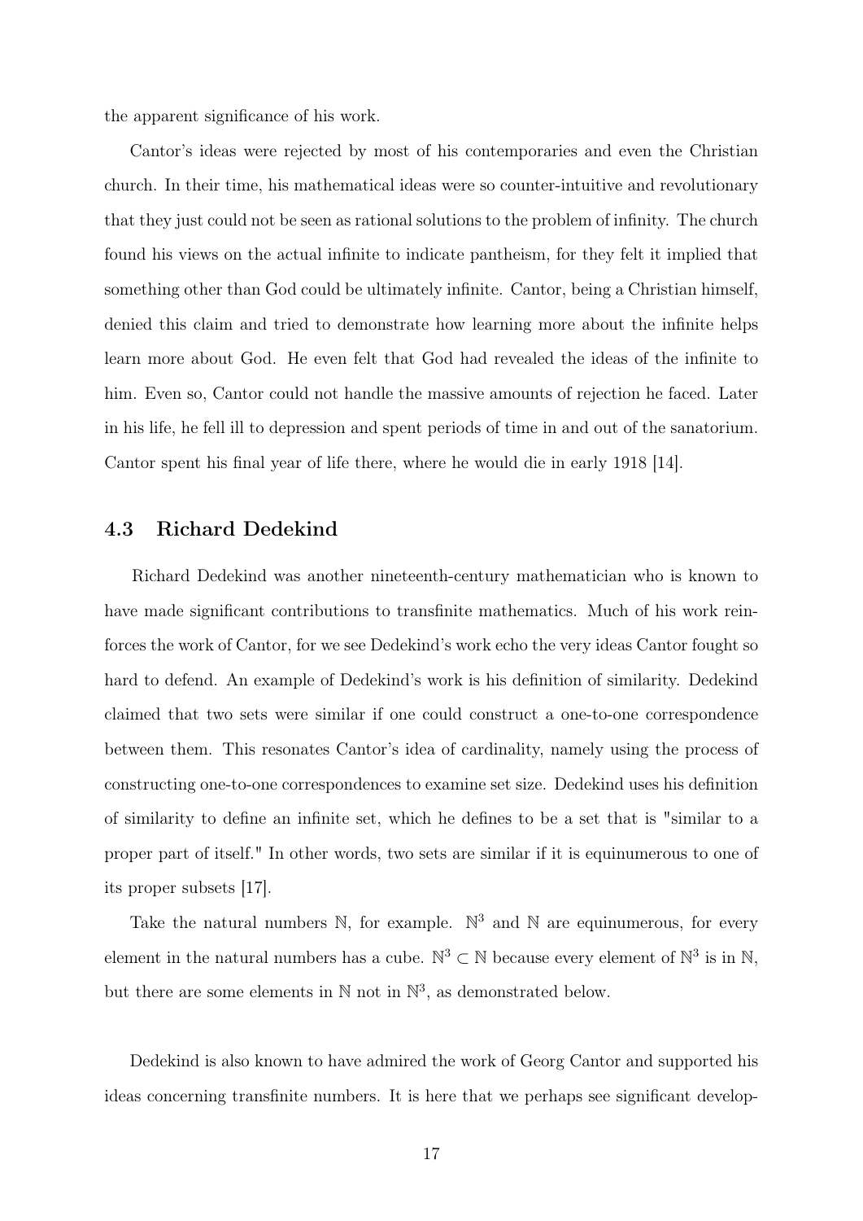the apparent significance of his work.

Cantor's ideas were rejected by most of his contemporaries and even the Christian church. In their time, his mathematical ideas were so counter-intuitive and revolutionary that they just could not be seen as rational solutions to the problem of infinity. The church found his views on the actual infinite to indicate pantheism, for they felt it implied that something other than God could be ultimately infinite. Cantor, being a Christian himself, denied this claim and tried to demonstrate how learning more about the infinite helps learn more about God. He even felt that God had revealed the ideas of the infinite to him. Even so, Cantor could not handle the massive amounts of rejection he faced. Later in his life, he fell ill to depression and spent periods of time in and out of the sanatorium. Cantor spent his final year of life there, where he would die in early 1918 [14].

### 4.3 Richard Dedekind

Richard Dedekind was another nineteenth-century mathematician who is known to have made significant contributions to transfinite mathematics. Much of his work reinforces the work of Cantor, for we see Dedekind's work echo the very ideas Cantor fought so hard to defend. An example of Dedekind's work is his definition of similarity. Dedekind claimed that two sets were similar if one could construct a one-to-one correspondence between them. This resonates Cantor's idea of cardinality, namely using the process of constructing one-to-one correspondences to examine set size. Dedekind uses his definition of similarity to define an infinite set, which he defines to be a set that is "similar to a proper part of itself." In other words, two sets are similar if it is equinumerous to one of its proper subsets [17].

Take the natural numbers $\mathbb{N}$, for example. $\mathbb{N}^3$ and $\mathbb{N}$ are equinumerous, for every element in the natural numbers has a cube. $\mathbb{N}^3 \subset \mathbb{N}$ because every element of $\mathbb{N}^3$ is in $\mathbb{N}$, but there are some elements in $\mathbb{N}$ not in $\mathbb{N}^3$, as demonstrated below.

Dedekind is also known to have admired the work of Georg Cantor and supported his ideas concerning transfinite numbers. It is here that we perhaps see significant develop-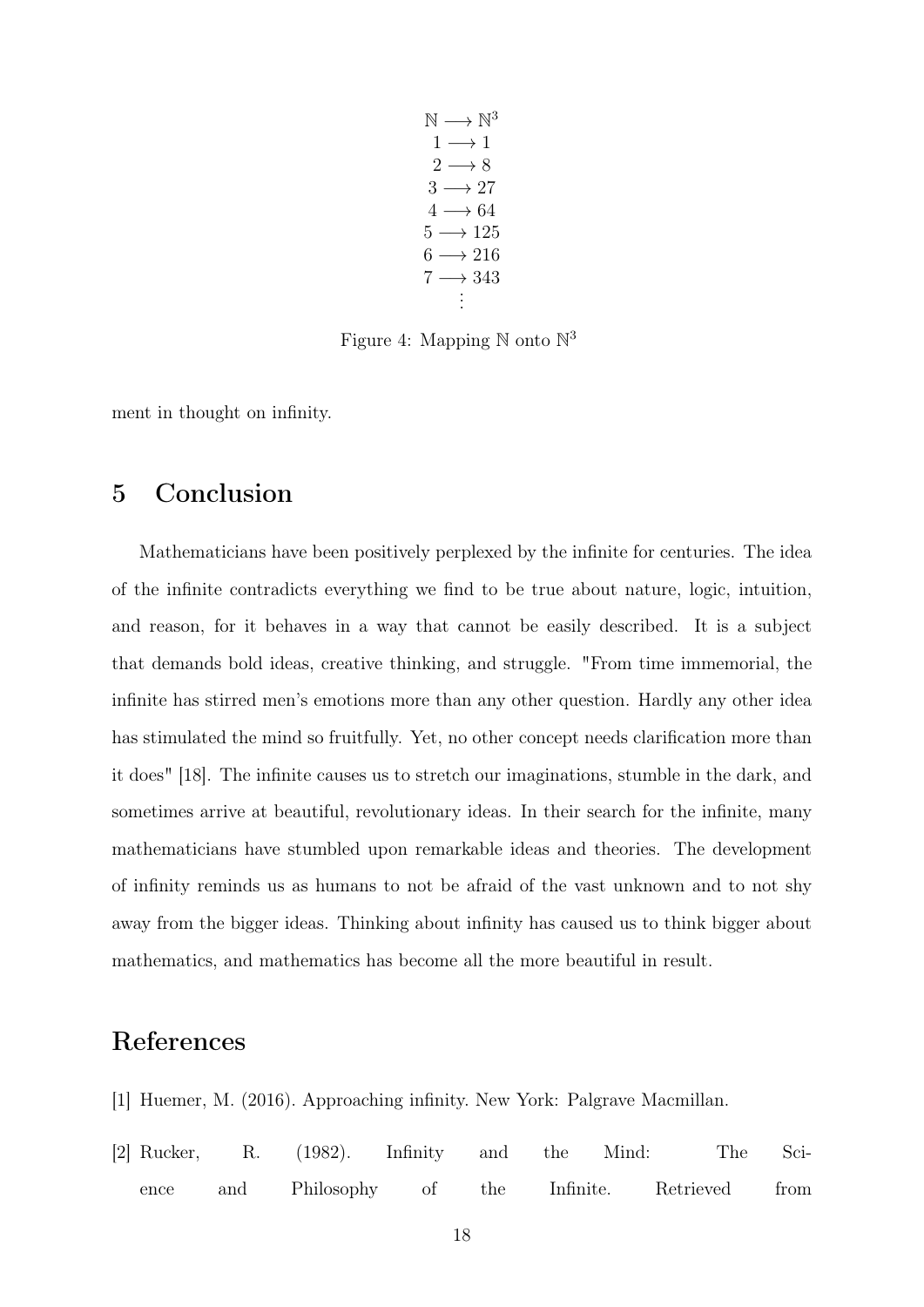$$
\begin{aligned}
\mathbb{N} &\longrightarrow \mathbb{N}^3 \\
1 &\longrightarrow 1 \\
2 &\longrightarrow 8 \\
3 &\longrightarrow 27 \\
4 &\longrightarrow 64 \\
5 &\longrightarrow 125 \\
6 &\longrightarrow 216 \\
7 &\longrightarrow 343 \\
&\vdots
\end{aligned}
$$

Figure 4: Mapping $\mathbb{N}$ onto $\mathbb{N}^3$

ment in thought on infinity.

## 5 Conclusion

Mathematicians have been positively perplexed by the infinite for centuries. The idea of the infinite contradicts everything we find to be true about nature, logic, intuition, and reason, for it behaves in a way that cannot be easily described. It is a subject that demands bold ideas, creative thinking, and struggle. "From time immemorial, the infinite has stirred men's emotions more than any other question. Hardly any other idea has stimulated the mind so fruitfully. Yet, no other concept needs clarification more than it does" [18]. The infinite causes us to stretch our imaginations, stumble in the dark, and sometimes arrive at beautiful, revolutionary ideas. In their search for the infinite, many mathematicians have stumbled upon remarkable ideas and theories. The development of infinity reminds us as humans to not be afraid of the vast unknown and to not shy away from the bigger ideas. Thinking about infinity has caused us to think bigger about mathematics, and mathematics has become all the more beautiful in result.

## References

[1] Huemer, M. (2016). Approaching infinity. New York: Palgrave Macmillan.

[2] Rucker, R. (1982). Infinity and the Mind: The Science and Philosophy of the Infinite. Retrieved from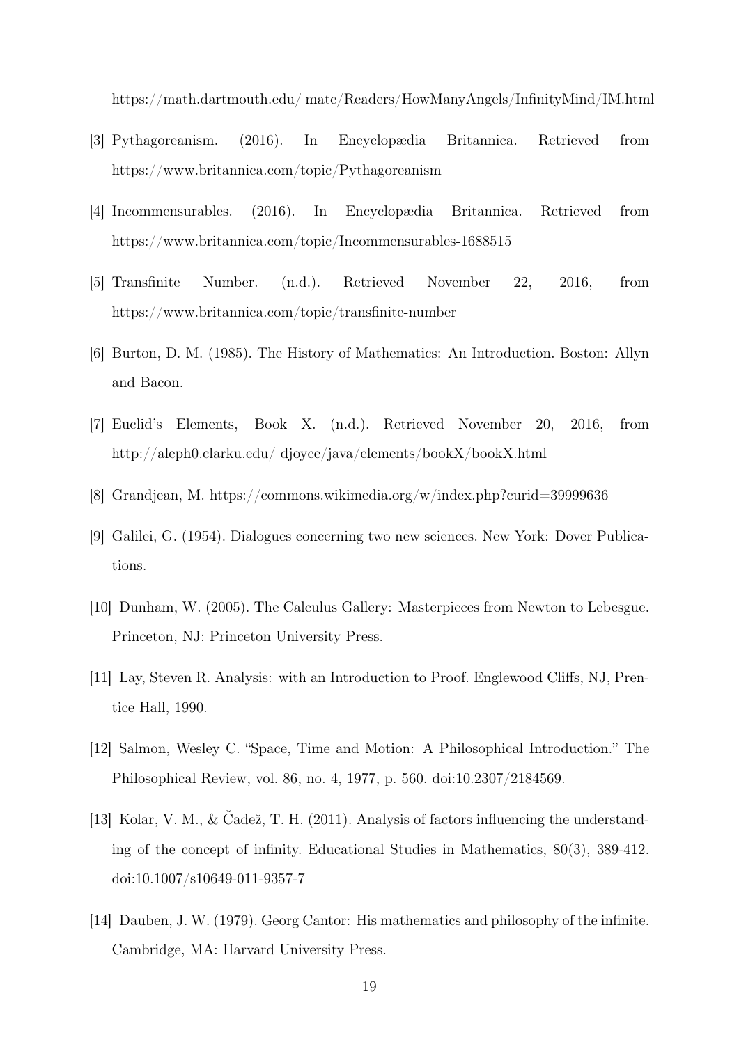https://math.dartmouth.edu/ matc/Readers/HowManyAngels/InfinityMind/IM.html

[3] Pythagoreanism. (2016). In Encyclopædia Britannica. Retrieved from https://www.britannica.com/topic/Pythagoreanism

[4] Incommensurables. (2016). In Encyclopædia Britannica. Retrieved from https://www.britannica.com/topic/Incommensurables-1688515

[5] Transfinite Number. (n.d.). Retrieved November 22, 2016, from https://www.britannica.com/topic/transfinite-number

[6] Burton, D. M. (1985). The History of Mathematics: An Introduction. Boston: Allyn and Bacon.

[7] Euclid's Elements, Book X. (n.d.). Retrieved November 20, 2016, from http://aleph0.clarku.edu/ djoyce/java/elements/bookX/bookX.html

[8] Grandjean, M. https://commons.wikimedia.org/w/index.php?curid=39999636

[9] Galilei, G. (1954). Dialogues concerning two new sciences. New York: Dover Publications.

[10] Dunham, W. (2005). The Calculus Gallery: Masterpieces from Newton to Lebesgue. Princeton, NJ: Princeton University Press.

[11] Lay, Steven R. Analysis: with an Introduction to Proof. Englewood Cliffs, NJ, Prentice Hall, 1990.

[12] Salmon, Wesley C. "Space, Time and Motion: A Philosophical Introduction." The Philosophical Review, vol. 86, no. 4, 1977, p. 560. doi:10.2307/2184569.

[13] Kolar, V. M., & Čadež, T. H. (2011). Analysis of factors influencing the understanding of the concept of infinity. Educational Studies in Mathematics, 80(3), 389-412. doi:10.1007/s10649-011-9357-7

[14] Dauben, J. W. (1979). Georg Cantor: His mathematics and philosophy of the infinite. Cambridge, MA: Harvard University Press.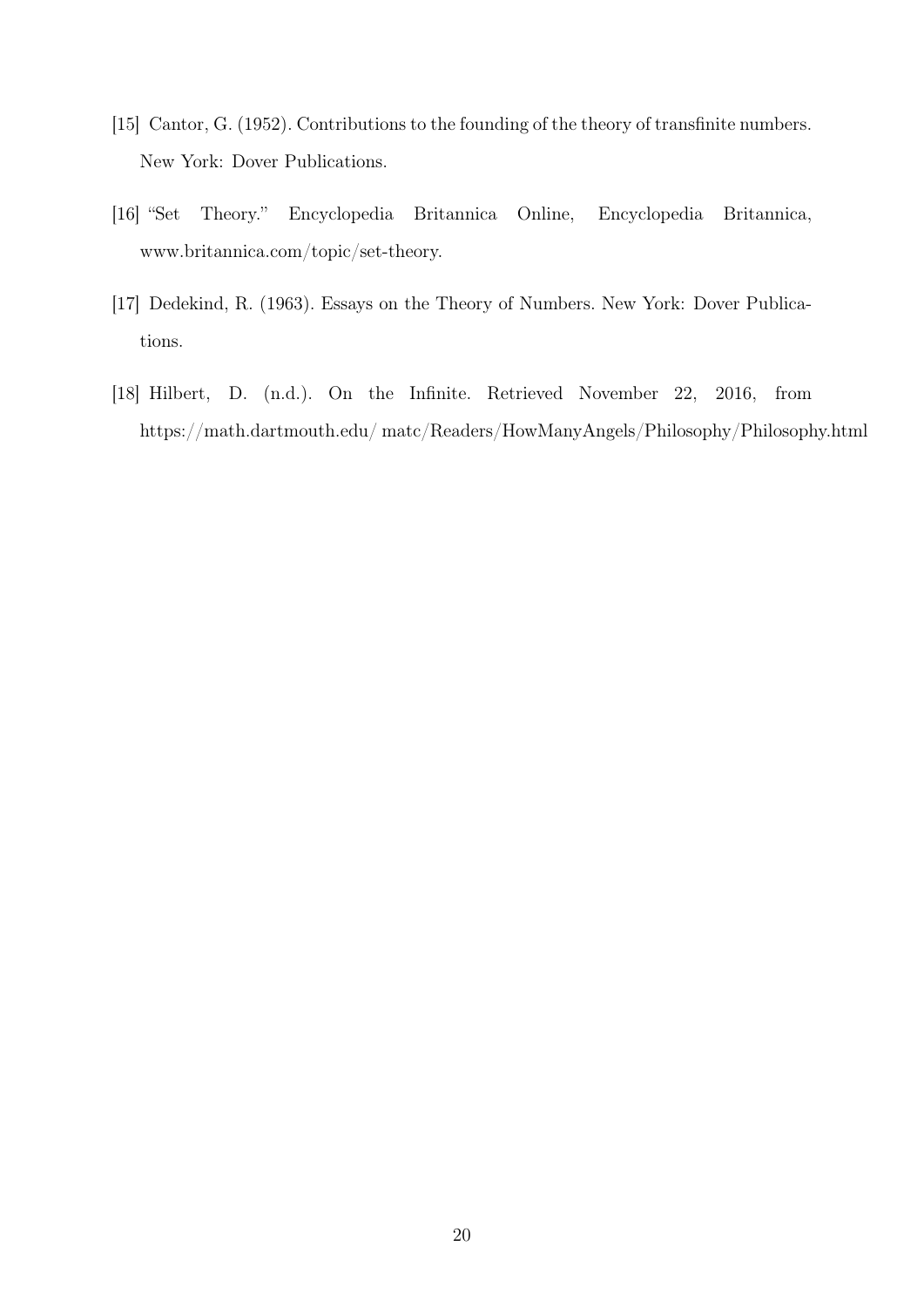[15] Cantor, G. (1952). Contributions to the founding of the theory of transfinite numbers. New York: Dover Publications.

[16] "Set Theory." Encyclopedia Britannica Online, Encyclopedia Britannica, www.britannica.com/topic/set-theory.

[17] Dedekind, R. (1963). Essays on the Theory of Numbers. New York: Dover Publications.

[18] Hilbert, D. (n.d.). On the Infinite. Retrieved November 22, 2016, from https://math.dartmouth.edu/ matc/Readers/HowManyAngels/Philosophy/Philosophy.html